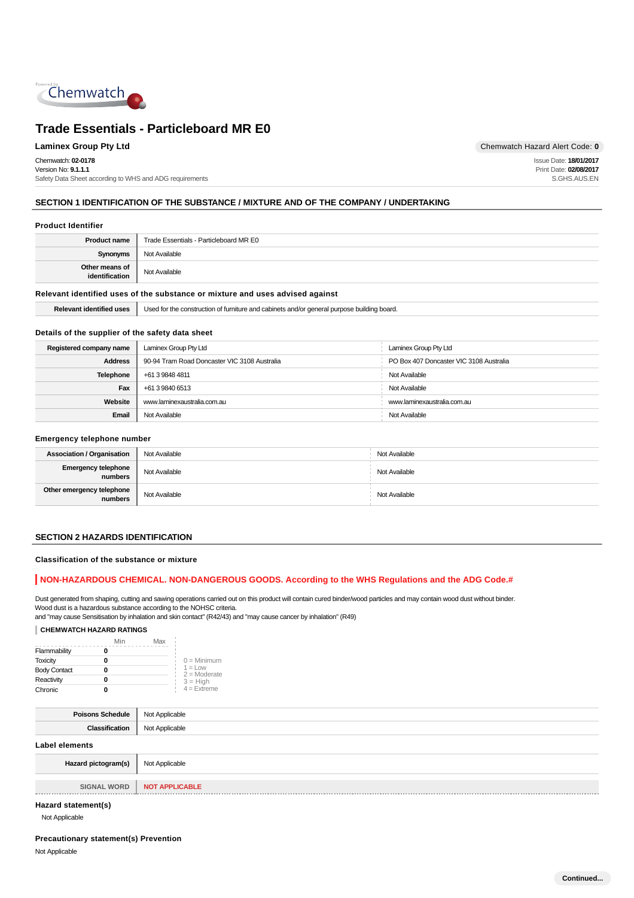# Trade Essentials - Particleboard MR E0

**Laminex Group Pty Ltd**

Chemwatch Hazard Alert Code: **0**

Chemwatch: **02-0178**
Version No: **9.1.1.1**
Safety Data Sheet according to WHS and ADG requirements

Issue Date: **18/01/2017**
Print Date: **02/08/2017**
S.GHS.AUS.EN

## SECTION 1 IDENTIFICATION OF THE SUBSTANCE / MIXTURE AND OF THE COMPANY / UNDERTAKING

### Product Identifier

| | |
|---|---|
| **Product name** | Trade Essentials - Particleboard MR E0 |
| **Synonyms** | Not Available |
| **Other means of identification** | Not Available |

### Relevant identified uses of the substance or mixture and uses advised against

| | |
|---|---|
| **Relevant identified uses** | Used for the construction of furniture and cabinets and/or general purpose building board. |

### Details of the supplier of the safety data sheet

| | | |
|---|---|---|
| **Registered company name** | Laminex Group Pty Ltd | Laminex Group Pty Ltd |
| **Address** | 90-94 Tram Road Doncaster VIC 3108 Australia | PO Box 407 Doncaster VIC 3108 Australia |
| **Telephone** | +61 3 9848 4811 | Not Available |
| **Fax** | +61 3 9840 6513 | Not Available |
| **Website** | www.laminexaustralia.com.au | www.laminexaustralia.com.au |
| **Email** | Not Available | Not Available |

### Emergency telephone number

| | | |
|---|---|---|
| **Association / Organisation** | Not Available | Not Available |
| **Emergency telephone numbers** | Not Available | Not Available |
| **Other emergency telephone numbers** | Not Available | Not Available |

## SECTION 2 HAZARDS IDENTIFICATION

### Classification of the substance or mixture

**NON-HAZARDOUS CHEMICAL. NON-DANGEROUS GOODS. According to the WHS Regulations and the ADG Code.#**

Dust generated from shaping, cutting and sawing operations carried out on this product will contain cured binder/wood particles and may contain wood dust without binder.
Wood dust is a hazardous substance according to the NOHSC criteria.
and "may cause Sensitisation by inhalation and skin contact" (R42/43) and "may cause cancer by inhalation" (R49)

**CHEMWATCH HAZARD RATINGS**

| | Min | Max |
|---|---|---|
| Flammability | 0 | |
| Toxicity | 0 | |
| Body Contact | 0 | |
| Reactivity | 0 | |
| Chronic | 0 | |

0 = Minimum
1 = Low
2 = Moderate
3 = High
4 = Extreme

| | |
|---|---|
| **Poisons Schedule** | Not Applicable |
| **Classification** | Not Applicable |

### Label elements

| | |
|---|---|
| **Hazard pictogram(s)** | Not Applicable |
| **SIGNAL WORD** | **NOT APPLICABLE** |

### Hazard statement(s)

Not Applicable

### Precautionary statement(s) Prevention

Not Applicable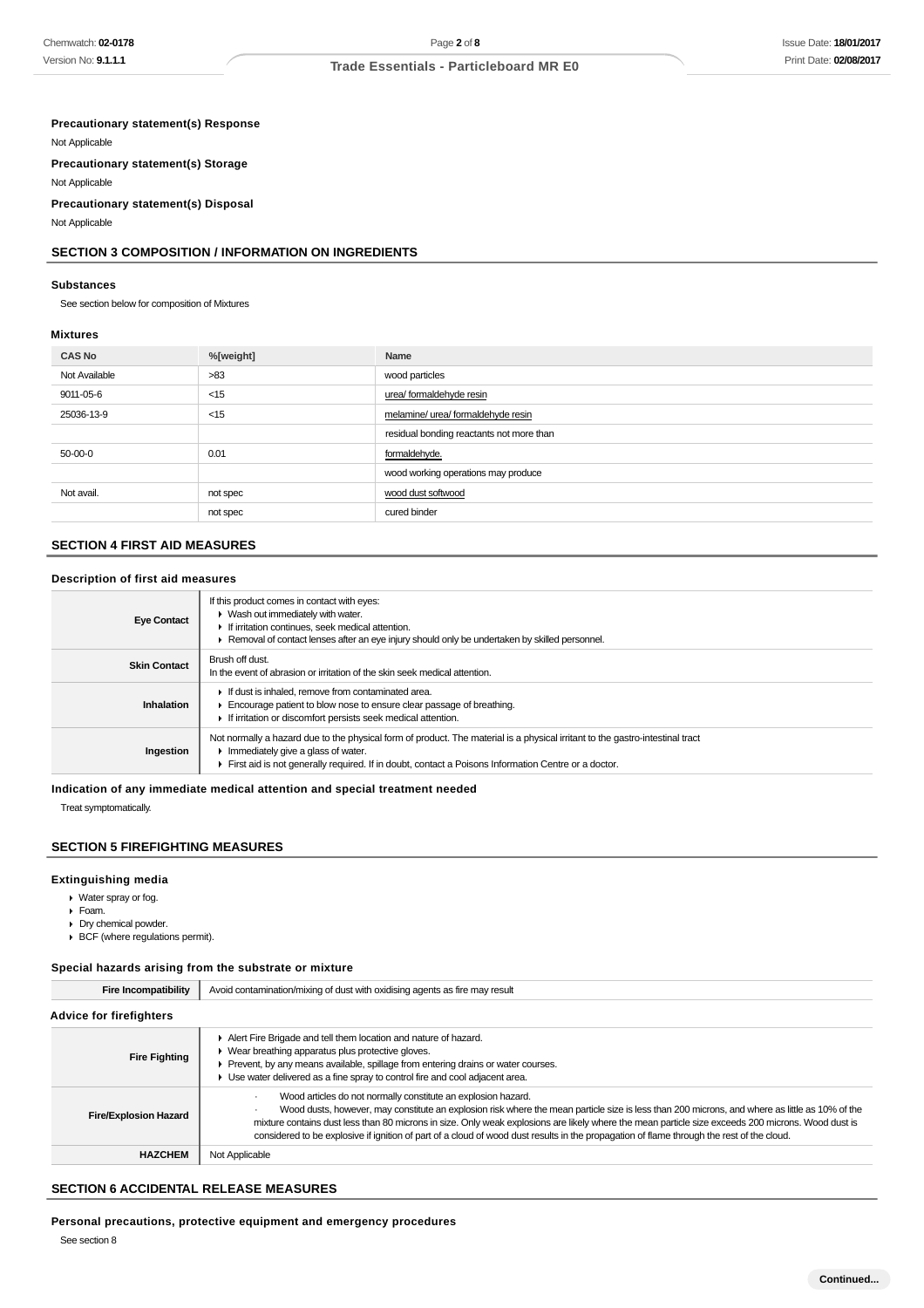**Precautionary statement(s) Response**

Not Applicable

**Precautionary statement(s) Storage**

Not Applicable

**Precautionary statement(s) Disposal**

Not Applicable

## SECTION 3 COMPOSITION / INFORMATION ON INGREDIENTS

### Substances

See section below for composition of Mixtures

### Mixtures

| CAS No | %[weight] | Name |
| --- | --- | --- |
| Not Available | >83 | wood particles |
| 9011-05-6 | <15 | urea/ formaldehyde resin |
| 25036-13-9 | <15 | melamine/ urea/ formaldehyde resin |
| | | residual bonding reactants not more than |
| 50-00-0 | 0.01 | formaldehyde. |
| | | wood working operations may produce |
| Not avail. | not spec | wood dust softwood |
| | not spec | cured binder |

## SECTION 4 FIRST AID MEASURES

### Description of first aid measures

| | |
| --- | --- |
| **Eye Contact** | If this product comes in contact with eyes:<br>▶ Wash out immediately with water.<br>▶ If irritation continues, seek medical attention.<br>▶ Removal of contact lenses after an eye injury should only be undertaken by skilled personnel. |
| **Skin Contact** | Brush off dust.<br>In the event of abrasion or irritation of the skin seek medical attention. |
| **Inhalation** | ▶ If dust is inhaled, remove from contaminated area.<br>▶ Encourage patient to blow nose to ensure clear passage of breathing.<br>▶ If irritation or discomfort persists seek medical attention. |
| **Ingestion** | Not normally a hazard due to the physical form of product. The material is a physical irritant to the gastro-intestinal tract<br>▶ Immediately give a glass of water.<br>▶ First aid is not generally required. If in doubt, contact a Poisons Information Centre or a doctor. |

### Indication of any immediate medical attention and special treatment needed

Treat symptomatically.

## SECTION 5 FIREFIGHTING MEASURES

### Extinguishing media

- Water spray or fog.
- Foam.
- Dry chemical powder.
- BCF (where regulations permit).

### Special hazards arising from the substrate or mixture

| | |
| --- | --- |
| **Fire Incompatibility** | Avoid contamination/mixing of dust with oxidising agents as fire may result |

### Advice for firefighters

| | |
| --- | --- |
| **Fire Fighting** | ▶ Alert Fire Brigade and tell them location and nature of hazard.<br>▶ Wear breathing apparatus plus protective gloves.<br>▶ Prevent, by any means available, spillage from entering drains or water courses.<br>▶ Use water delivered as a fine spray to control fire and cool adjacent area. |
| **Fire/Explosion Hazard** | · Wood articles do not normally constitute an explosion hazard.<br>· Wood dusts, however, may constitute an explosion risk where the mean particle size is less than 200 microns, and where as little as 10% of the mixture contains dust less than 80 microns in size. Only weak explosions are likely where the mean particle size exceeds 200 microns. Wood dust is considered to be explosive if ignition of part of a cloud of wood dust results in the propagation of flame through the rest of the cloud. |
| **HAZCHEM** | Not Applicable |

## SECTION 6 ACCIDENTAL RELEASE MEASURES

### Personal precautions, protective equipment and emergency procedures

See section 8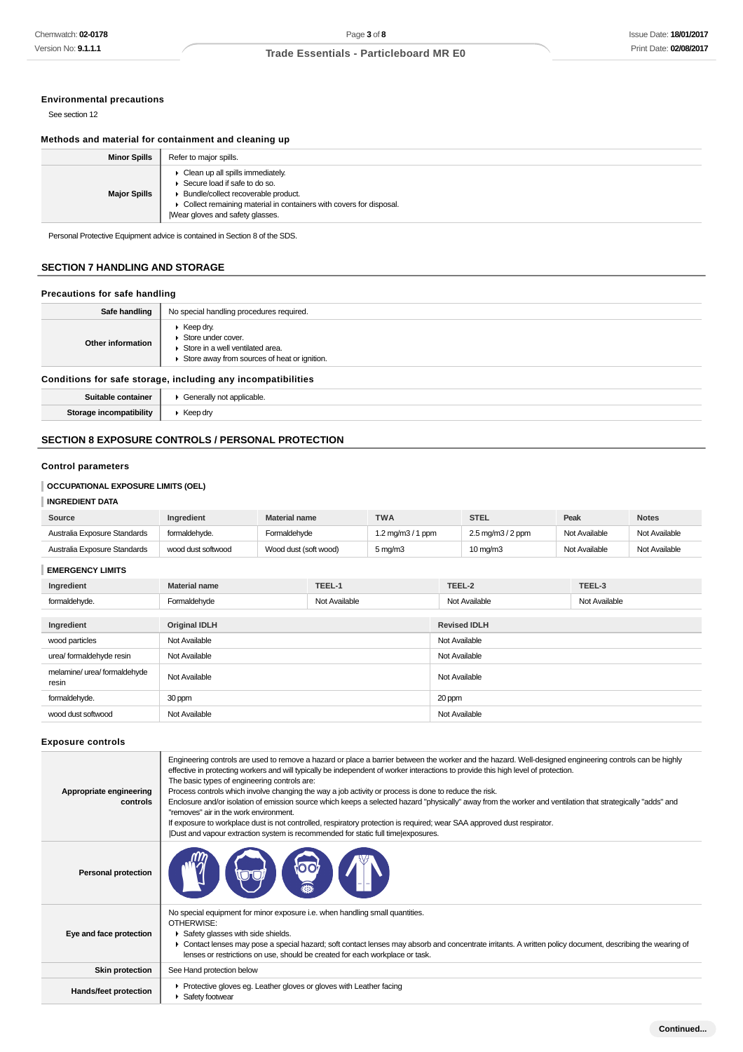### Environmental precautions

See section 12

### Methods and material for containment and cleaning up

| | |
|---|---|
| **Minor Spills** | Refer to major spills. |
| **Major Spills** | ▸ Clean up all spills immediately.<br>▸ Secure load if safe to do so.<br>▸ Bundle/collect recoverable product.<br>▸ Collect remaining material in containers with covers for disposal.<br>\|Wear gloves and safety glasses. |

Personal Protective Equipment advice is contained in Section 8 of the SDS.

## SECTION 7 HANDLING AND STORAGE

### Precautions for safe handling

| | |
|---|---|
| **Safe handling** | No special handling procedures required. |
| **Other information** | ▸ Keep dry.<br>▸ Store under cover.<br>▸ Store in a well ventilated area.<br>▸ Store away from sources of heat or ignition. |

### Conditions for safe storage, including any incompatibilities

| | |
|---|---|
| **Suitable container** | ▸ Generally not applicable. |
| **Storage incompatibility** | ▸ Keep dry |

## SECTION 8 EXPOSURE CONTROLS / PERSONAL PROTECTION

### Control parameters

**OCCUPATIONAL EXPOSURE LIMITS (OEL)**

**INGREDIENT DATA**

| Source | Ingredient | Material name | TWA | STEL | Peak | Notes |
|---|---|---|---|---|---|---|
| Australia Exposure Standards | formaldehyde. | Formaldehyde | 1.2 mg/m3 / 1 ppm | 2.5 mg/m3 / 2 ppm | Not Available | Not Available |
| Australia Exposure Standards | wood dust softwood | Wood dust (soft wood) | 5 mg/m3 | 10 mg/m3 | Not Available | Not Available |

**EMERGENCY LIMITS**

| Ingredient | Material name | TEEL-1 | TEEL-2 | TEEL-3 |
|---|---|---|---|---|
| formaldehyde. | Formaldehyde | Not Available | Not Available | Not Available |

| Ingredient | Original IDLH | Revised IDLH |
|---|---|---|
| wood particles | Not Available | Not Available |
| urea/ formaldehyde resin | Not Available | Not Available |
| melamine/ urea/ formaldehyde resin | Not Available | Not Available |
| formaldehyde. | 30 ppm | 20 ppm |
| wood dust softwood | Not Available | Not Available |

### Exposure controls

| | |
|---|---|
| **Appropriate engineering controls** | Engineering controls are used to remove a hazard or place a barrier between the worker and the hazard. Well-designed engineering controls can be highly effective in protecting workers and will typically be independent of worker interactions to provide this high level of protection.<br>The basic types of engineering controls are:<br>Process controls which involve changing the way a job activity or process is done to reduce the risk.<br>Enclosure and/or isolation of emission source which keeps a selected hazard "physically" away from the worker and ventilation that strategically "adds" and "removes" air in the work environment.<br>If exposure to workplace dust is not controlled, respiratory protection is required; wear SAA approved dust respirator.<br>\|Dust and vapour extraction system is recommended for static full time\|exposures. |
| **Personal protection** | |
| **Eye and face protection** | No special equipment for minor exposure i.e. when handling small quantities.<br>OTHERWISE:<br>▸ Safety glasses with side shields.<br>▸ Contact lenses may pose a special hazard; soft contact lenses may absorb and concentrate irritants. A written policy document, describing the wearing of lenses or restrictions on use, should be created for each workplace or task. |
| **Skin protection** | See Hand protection below |
| **Hands/feet protection** | ▸ Protective gloves eg. Leather gloves or gloves with Leather facing<br>▸ Safety footwear |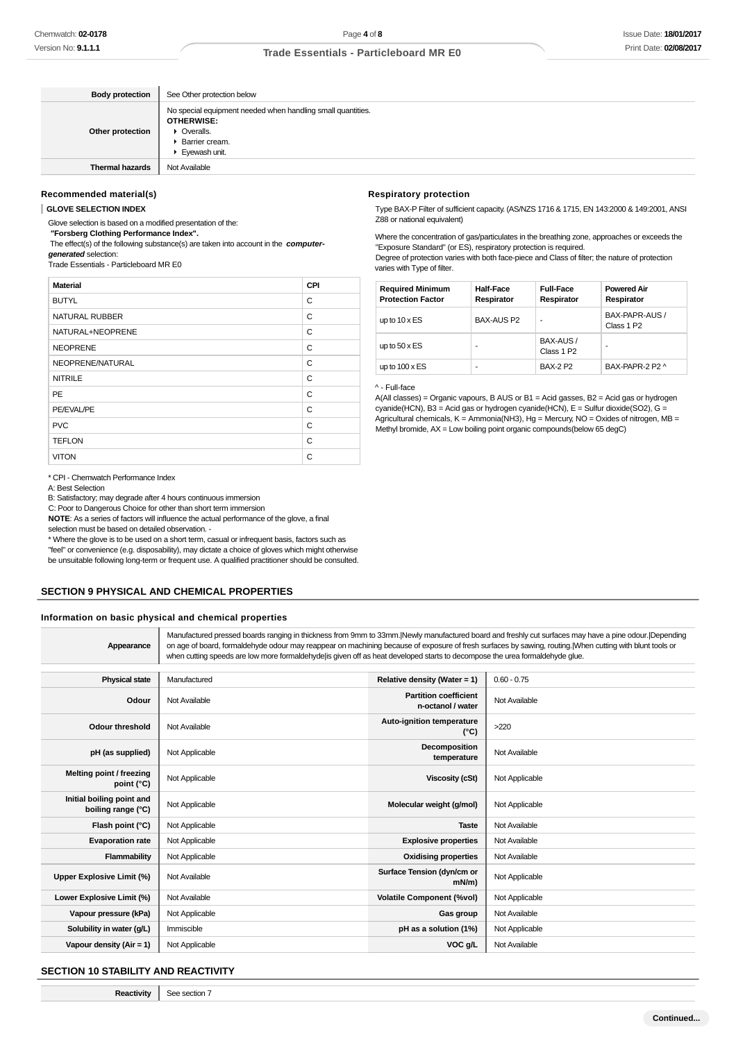| | |
|---|---|
| **Body protection** | See Other protection below |
| **Other protection** | No special equipment needed when handling small quantities.<br>**OTHERWISE:**<br>▸ Overalls.<br>▸ Barrier cream.<br>▸ Eyewash unit. |
| **Thermal hazards** | Not Available |

### Recommended material(s)

**GLOVE SELECTION INDEX**

Glove selection is based on a modified presentation of the:
**"Forsberg Clothing Performance Index".**
The effect(s) of the following substance(s) are taken into account in the ***computer-generated*** selection:
Trade Essentials - Particleboard MR E0

| Material | CPI |
|---|---|
| BUTYL | C |
| NATURAL RUBBER | C |
| NATURAL+NEOPRENE | C |
| NEOPRENE | C |
| NEOPRENE/NATURAL | C |
| NITRILE | C |
| PE | C |
| PE/EVAL/PE | C |
| PVC | C |
| TEFLON | C |
| VITON | C |

\* CPI - Chemwatch Performance Index
A: Best Selection
B: Satisfactory; may degrade after 4 hours continuous immersion
C: Poor to Dangerous Choice for other than short term immersion
**NOTE**: As a series of factors will influence the actual performance of the glove, a final selection must be based on detailed observation. -
\* Where the glove is to be used on a short term, casual or infrequent basis, factors such as "feel" or convenience (e.g. disposability), may dictate a choice of gloves which might otherwise be unsuitable following long-term or frequent use. A qualified practitioner should be consulted.

### Respiratory protection

Type BAX-P Filter of sufficient capacity. (AS/NZS 1716 & 1715, EN 143:2000 & 149:2001, ANSI Z88 or national equivalent)

Where the concentration of gas/particulates in the breathing zone, approaches or exceeds the "Exposure Standard" (or ES), respiratory protection is required.
Degree of protection varies with both face-piece and Class of filter; the nature of protection varies with Type of filter.

| Required Minimum Protection Factor | Half-Face Respirator | Full-Face Respirator | Powered Air Respirator |
|---|---|---|---|
| up to 10 x ES | BAX-AUS P2 | - | BAX-PAPR-AUS / Class 1 P2 |
| up to 50 x ES | - | BAX-AUS / Class 1 P2 | - |
| up to 100 x ES | - | BAX-2 P2 | BAX-PAPR-2 P2 ^ |

^ - Full-face

A(All classes) = Organic vapours, B AUS or B1 = Acid gasses, B2 = Acid gas or hydrogen cyanide(HCN), B3 = Acid gas or hydrogen cyanide(HCN), E = Sulfur dioxide($SO_2$), G = Agricultural chemicals, K = Ammonia($NH_3$), Hg = Mercury, NO = Oxides of nitrogen, MB = Methyl bromide, AX = Low boiling point organic compounds(below 65 degC)

## SECTION 9 PHYSICAL AND CHEMICAL PROPERTIES

### Information on basic physical and chemical properties

| | | | |
|---|---|---|---|
| **Appearance** | Manufactured pressed boards ranging in thickness from 9mm to 33mm.\|Newly manufactured board and freshly cut surfaces may have a pine odour.\|Depending on age of board, formaldehyde odour may reappear on machining because of exposure of fresh surfaces by sawing, routing.\|When cutting with blunt tools or when cutting speeds are low more formaldehyde\|is given off as heat developed starts to decompose the urea formaldehyde glue. | | |
| **Physical state** | Manufactured | **Relative density (Water = 1)** | 0.60 - 0.75 |
| **Odour** | Not Available | **Partition coefficient n-octanol / water** | Not Available |
| **Odour threshold** | Not Available | **Auto-ignition temperature (°C)** | >220 |
| **pH (as supplied)** | Not Applicable | **Decomposition temperature** | Not Available |
| **Melting point / freezing point (°C)** | Not Applicable | **Viscosity (cSt)** | Not Applicable |
| **Initial boiling point and boiling range (°C)** | Not Applicable | **Molecular weight (g/mol)** | Not Applicable |
| **Flash point (°C)** | Not Applicable | **Taste** | Not Available |
| **Evaporation rate** | Not Applicable | **Explosive properties** | Not Available |
| **Flammability** | Not Applicable | **Oxidising properties** | Not Available |
| **Upper Explosive Limit (%)** | Not Available | **Surface Tension (dyn/cm or mN/m)** | Not Applicable |
| **Lower Explosive Limit (%)** | Not Available | **Volatile Component (%vol)** | Not Applicable |
| **Vapour pressure (kPa)** | Not Applicable | **Gas group** | Not Available |
| **Solubility in water (g/L)** | Immiscible | **pH as a solution (1%)** | Not Applicable |
| **Vapour density (Air = 1)** | Not Applicable | **VOC g/L** | Not Available |

## SECTION 10 STABILITY AND REACTIVITY

| | |
|---|---|
| **Reactivity** | See section 7 |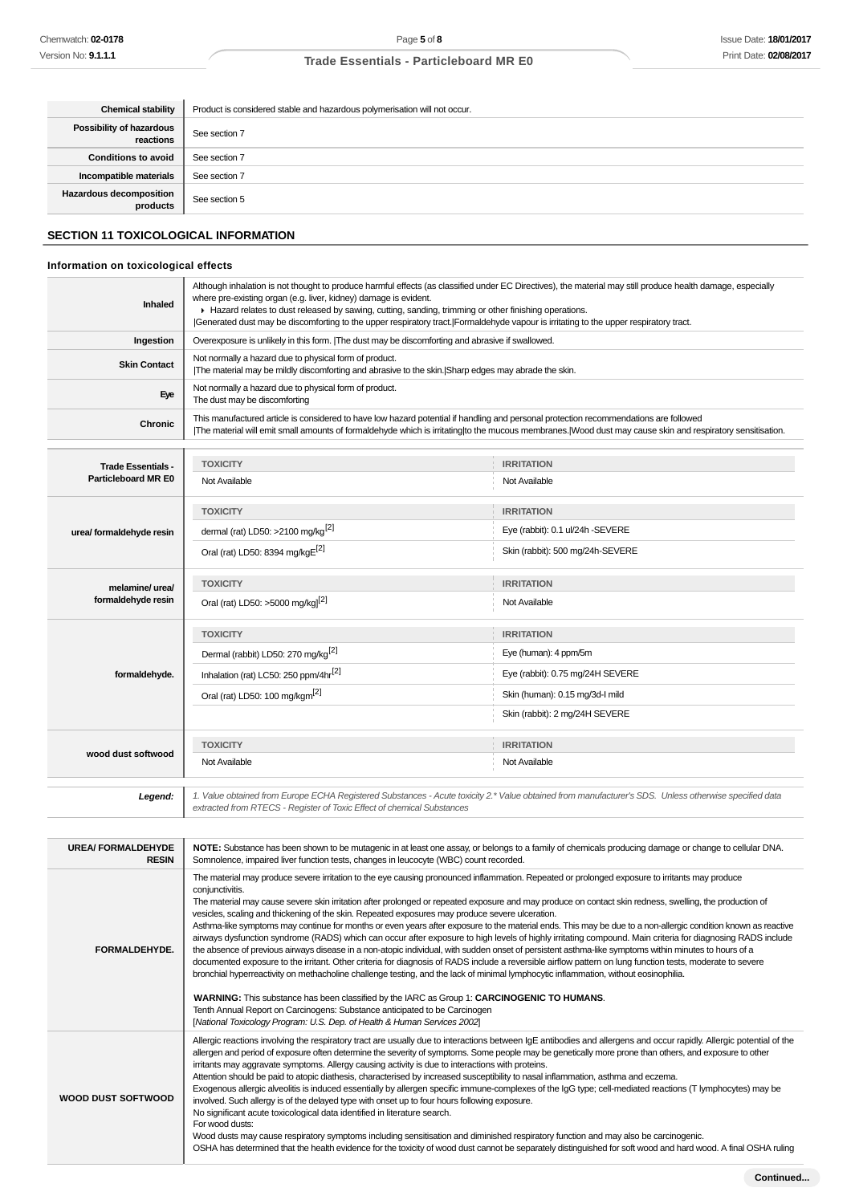| | |
|---|---|
| **Chemical stability** | Product is considered stable and hazardous polymerisation will not occur. |
| **Possibility of hazardous reactions** | See section 7 |
| **Conditions to avoid** | See section 7 |
| **Incompatible materials** | See section 7 |
| **Hazardous decomposition products** | See section 5 |

## SECTION 11 TOXICOLOGICAL INFORMATION

### Information on toxicological effects

| | |
|---|---|
| **Inhaled** | Although inhalation is not thought to produce harmful effects (as classified under EC Directives), the material may still produce health damage, especially where pre-existing organ (e.g. liver, kidney) damage is evident.<br>▸ Hazard relates to dust released by sawing, cutting, sanding, trimming or other finishing operations.<br>\|Generated dust may be discomforting to the upper respiratory tract.\|Formaldehyde vapour is irritating to the upper respiratory tract. |
| **Ingestion** | Overexposure is unlikely in this form. \|The dust may be discomforting and abrasive if swallowed. |
| **Skin Contact** | Not normally a hazard due to physical form of product.<br>\|The material may be mildly discomforting and abrasive to the skin.\|Sharp edges may abrade the skin. |
| **Eye** | Not normally a hazard due to physical form of product.<br>The dust may be discomforting |
| **Chronic** | This manufactured article is considered to have low hazard potential if handling and personal protection recommendations are followed<br>\|The material will emit small amounts of formaldehyde which is irritating\|to the mucous membranes.\|Wood dust may cause skin and respiratory sensitisation. |

| | TOXICITY | IRRITATION |
|---|---|---|
| **Trade Essentials - Particleboard MR E0** | Not Available | Not Available |
| **urea/ formaldehyde resin** | dermal (rat) LD50: >2100 mg/kg[2] | Eye (rabbit): 0.1 ul/24h -SEVERE |
| | Oral (rat) LD50: 8394 mg/kgE[2] | Skin (rabbit): 500 mg/24h-SEVERE |
| **melamine/ urea/ formaldehyde resin** | Oral (rat) LD50: >5000 mg/kg][2] | Not Available |
| **formaldehyde.** | Dermal (rabbit) LD50: 270 mg/kg[2] | Eye (human): 4 ppm/5m |
| | Inhalation (rat) LC50: 250 ppm/4hr[2] | Eye (rabbit): 0.75 mg/24H SEVERE |
| | Oral (rat) LD50: 100 mg/kgm[2] | Skin (human): 0.15 mg/3d-I mild |
| | | Skin (rabbit): 2 mg/24H SEVERE |
| **wood dust softwood** | Not Available | Not Available |

***Legend:*** *1. Value obtained from Europe ECHA Registered Substances - Acute toxicity 2.* Value obtained from manufacturer's SDS. Unless otherwise specified data extracted from RTECS - Register of Toxic Effect of chemical Substances*

| | |
|---|---|
| **UREA/ FORMALDEHYDE RESIN** | **NOTE:** Substance has been shown to be mutagenic in at least one assay, or belongs to a family of chemicals producing damage or change to cellular DNA. Somnolence, impaired liver function tests, changes in leucocyte (WBC) count recorded. |
| **FORMALDEHYDE.** | The material may produce severe irritation to the eye causing pronounced inflammation. Repeated or prolonged exposure to irritants may produce conjunctivitis.<br>The material may cause severe skin irritation after prolonged or repeated exposure and may produce on contact skin redness, swelling, the production of vesicles, scaling and thickening of the skin. Repeated exposures may produce severe ulceration.<br>Asthma-like symptoms may continue for months or even years after exposure to the material ends. This may be due to a non-allergic condition known as reactive airways dysfunction syndrome (RADS) which can occur after exposure to high levels of highly irritating compound. Main criteria for diagnosing RADS include the absence of previous airways disease in a non-atopic individual, with sudden onset of persistent asthma-like symptoms within minutes to hours of a documented exposure to the irritant. Other criteria for diagnosis of RADS include a reversible airflow pattern on lung function tests, moderate to severe bronchial hyperreactivity on methacholine challenge testing, and the lack of minimal lymphocytic inflammation, without eosinophilia.<br><br>**WARNING:** This substance has been classified by the IARC as Group 1: **CARCINOGENIC TO HUMANS**.<br>Tenth Annual Report on Carcinogens: Substance anticipated to be Carcinogen<br>[*National Toxicology Program: U.S. Dep. of Health & Human Services 2002*] |
| **WOOD DUST SOFTWOOD** | Allergic reactions involving the respiratory tract are usually due to interactions between IgE antibodies and allergens and occur rapidly. Allergic potential of the allergen and period of exposure often determine the severity of symptoms. Some people may be genetically more prone than others, and exposure to other irritants may aggravate symptoms. Allergy causing activity is due to interactions with proteins.<br>Attention should be paid to atopic diathesis, characterised by increased susceptibility to nasal inflammation, asthma and eczema.<br>Exogenous allergic alveolitis is induced essentially by allergen specific immune-complexes of the IgG type; cell-mediated reactions (T lymphocytes) may be involved. Such allergy is of the delayed type with onset up to four hours following exposure.<br>No significant acute toxicological data identified in literature search.<br>For wood dusts:<br>Wood dusts may cause respiratory symptoms including sensitisation and diminished respiratory function and may also be carcinogenic.<br>OSHA has determined that the health evidence for the toxicity of wood dust cannot be separately distinguished for soft wood and hard wood. A final OSHA ruling |

**Continued...**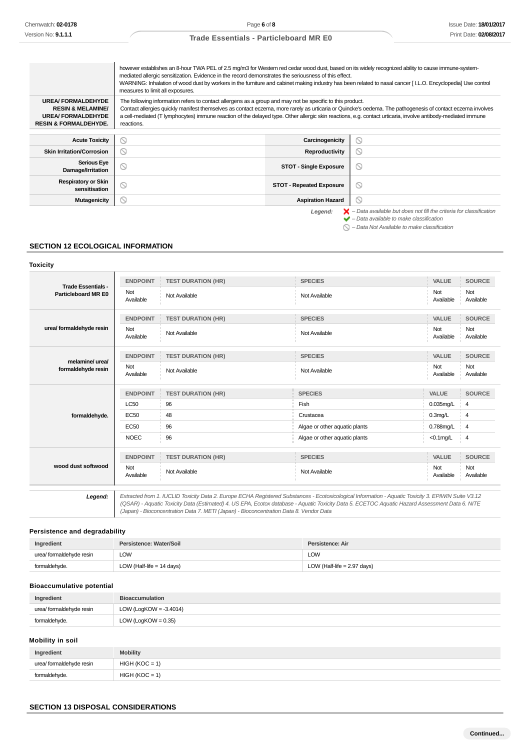| | |
|---|---|
| | however establishes an 8-hour TWA PEL of 2.5 mg/m3 for Western red cedar wood dust, based on its widely recognized ability to cause immune-system-mediated allergic sensitization. Evidence in the record demonstrates the seriousness of this effect. WARNING: Inhalation of wood dust by workers in the furniture and cabinet making industry has been related to nasal cancer [ I.L.O. Encyclopedia] Use control measures to limit all exposures. |
| **UREA/ FORMALDEHYDE RESIN & MELAMINE/ UREA/ FORMALDEHYDE RESIN & FORMALDEHYDE.** | The following information refers to contact allergens as a group and may not be specific to this product. Contact allergies quickly manifest themselves as contact eczema, more rarely as urticaria or Quincke's oedema. The pathogenesis of contact eczema involves a cell-mediated (T lymphocytes) immune reaction of the delayed type. Other allergic skin reactions, e.g. contact urticaria, involve antibody-mediated immune reactions. |

| | | | |
|---|---|---|---|
| **Acute Toxicity** | ⃠ | **Carcinogenicity** | ⃠ |
| **Skin Irritation/Corrosion** | ⃠ | **Reproductivity** | ⃠ |
| **Serious Eye Damage/Irritation** | ⃠ | **STOT - Single Exposure** | ⃠ |
| **Respiratory or Skin sensitisation** | ⃠ | **STOT - Repeated Exposure** | ⃠ |
| **Mutagenicity** | ⃠ | **Aspiration Hazard** | ⃠ |

*Legend:*
- ✗ *– Data available but does not fill the criteria for classification*
- ✔ *– Data available to make classification*
- ⃠ *– Data Not Available to make classification*

## SECTION 12 ECOLOGICAL INFORMATION

### Toxicity

| Substance | ENDPOINT | TEST DURATION (HR) | SPECIES | VALUE | SOURCE |
|---|---|---|---|---|---|
| **Trade Essentials - Particleboard MR E0** | Not Available | Not Available | Not Available | Not Available | Not Available |
| **urea/ formaldehyde resin** | Not Available | Not Available | Not Available | Not Available | Not Available |
| **melamine/ urea/ formaldehyde resin** | Not Available | Not Available | Not Available | Not Available | Not Available |
| **formaldehyde.** | LC50 | 96 | Fish | 0.035mg/L | 4 |
| | EC50 | 48 | Crustacea | 0.3mg/L | 4 |
| | EC50 | 96 | Algae or other aquatic plants | 0.788mg/L | 4 |
| | NOEC | 96 | Algae or other aquatic plants | <0.1mg/L | 4 |
| **wood dust softwood** | Not Available | Not Available | Not Available | Not Available | Not Available |

**Legend:** *Extracted from 1. IUCLID Toxicity Data 2. Europe ECHA Registered Substances - Ecotoxicological Information - Aquatic Toxicity 3. EPIWIN Suite V3.12 (QSAR) - Aquatic Toxicity Data (Estimated) 4. US EPA, Ecotox database - Aquatic Toxicity Data 5. ECETOC Aquatic Hazard Assessment Data 6. NITE (Japan) - Bioconcentration Data 7. METI (Japan) - Bioconcentration Data 8. Vendor Data*

### Persistence and degradability

| Ingredient | Persistence: Water/Soil | Persistence: Air |
|---|---|---|
| urea/ formaldehyde resin | LOW | LOW |
| formaldehyde. | LOW (Half-life = 14 days) | LOW (Half-life = 2.97 days) |

### Bioaccumulative potential

| Ingredient | Bioaccumulation |
|---|---|
| urea/ formaldehyde resin | LOW (LogKOW = -3.4014) |
| formaldehyde. | LOW (LogKOW = 0.35) |

### Mobility in soil

| Ingredient | Mobility |
|---|---|
| urea/ formaldehyde resin | HIGH (KOC = 1) |
| formaldehyde. | HIGH (KOC = 1) |

## SECTION 13 DISPOSAL CONSIDERATIONS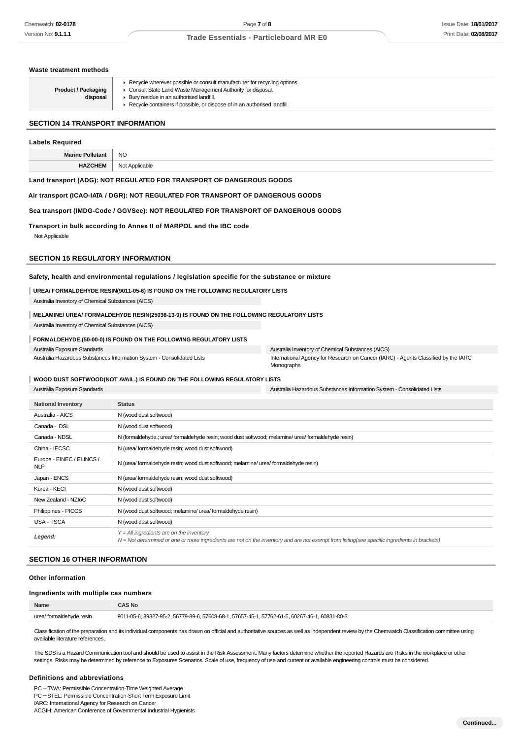### Waste treatment methods

| | |
|---|---|
| **Product / Packaging disposal** | ▸ Recycle wherever possible or consult manufacturer for recycling options.<br>▸ Consult State Land Waste Management Authority for disposal.<br>▸ Bury residue in an authorised landfill.<br>▸ Recycle containers if possible, or dispose of in an authorised landfill. |

## SECTION 14 TRANSPORT INFORMATION

### Labels Required

| | |
|---|---|
| **Marine Pollutant** | NO |
| **HAZCHEM** | Not Applicable |

**Land transport (ADG): NOT REGULATED FOR TRANSPORT OF DANGEROUS GOODS**

**Air transport (ICAO-IATA / DGR): NOT REGULATED FOR TRANSPORT OF DANGEROUS GOODS**

**Sea transport (IMDG-Code / GGVSee): NOT REGULATED FOR TRANSPORT OF DANGEROUS GOODS**

**Transport in bulk according to Annex II of MARPOL and the IBC code**

Not Applicable

## SECTION 15 REGULATORY INFORMATION

### Safety, health and environmental regulations / legislation specific for the substance or mixture

**UREA/ FORMALDEHYDE RESIN(9011-05-6) IS FOUND ON THE FOLLOWING REGULATORY LISTS**

Australia Inventory of Chemical Substances (AICS)

**MELAMINE/ UREA/ FORMALDEHYDE RESIN(25036-13-9) IS FOUND ON THE FOLLOWING REGULATORY LISTS**

Australia Inventory of Chemical Substances (AICS)

**FORMALDEHYDE.(50-00-0) IS FOUND ON THE FOLLOWING REGULATORY LISTS**

Australia Exposure Standards
Australia Hazardous Substances Information System - Consolidated Lists
Australia Inventory of Chemical Substances (AICS)
International Agency for Research on Cancer (IARC) - Agents Classified by the IARC Monographs

**WOOD DUST SOFTWOOD(NOT AVAIL.) IS FOUND ON THE FOLLOWING REGULATORY LISTS**

Australia Exposure Standards
Australia Hazardous Substances Information System - Consolidated Lists

| National Inventory | Status |
|---|---|
| Australia - AICS | N (wood dust softwood) |
| Canada - DSL | N (wood dust softwood) |
| Canada - NDSL | N (formaldehyde.; urea/ formaldehyde resin; wood dust softwood; melamine/ urea/ formaldehyde resin) |
| China - IECSC | N (urea/ formaldehyde resin; wood dust softwood) |
| Europe - EINEC / ELINCS / NLP | N (urea/ formaldehyde resin; wood dust softwood; melamine/ urea/ formaldehyde resin) |
| Japan - ENCS | N (urea/ formaldehyde resin; wood dust softwood) |
| Korea - KECI | N (wood dust softwood) |
| New Zealand - NZIoC | N (wood dust softwood) |
| Philippines - PICCS | N (wood dust softwood; melamine/ urea/ formaldehyde resin) |
| USA - TSCA | N (wood dust softwood) |
| ***Legend:*** | *Y = All ingredients are on the inventory*<br>*N = Not determined or one or more ingredients are not on the inventory and are not exempt from listing(see specific ingredients in brackets)* |

## SECTION 16 OTHER INFORMATION

### Other information

### Ingredients with multiple cas numbers

| Name | CAS No |
|---|---|
| urea/ formaldehyde resin | 9011-05-6, 39327-95-2, 56779-89-6, 57608-68-1, 57657-45-1, 57762-61-5, 60267-46-1, 60831-80-3 |

Classification of the preparation and its individual components has drawn on official and authoritative sources as well as independent review by the Chemwatch Classification committee using available literature references.

The SDS is a Hazard Communication tool and should be used to assist in the Risk Assessment. Many factors determine whether the reported Hazards are Risks in the workplace or other settings. Risks may be determined by reference to Exposures Scenarios. Scale of use, frequency of use and current or available engineering controls must be considered.

### Definitions and abbreviations

PC－TWA: Permissible Concentration-Time Weighted Average
PC－STEL: Permissible Concentration-Short Term Exposure Limit
IARC: International Agency for Research on Cancer
ACGIH: American Conference of Governmental Industrial Hygienists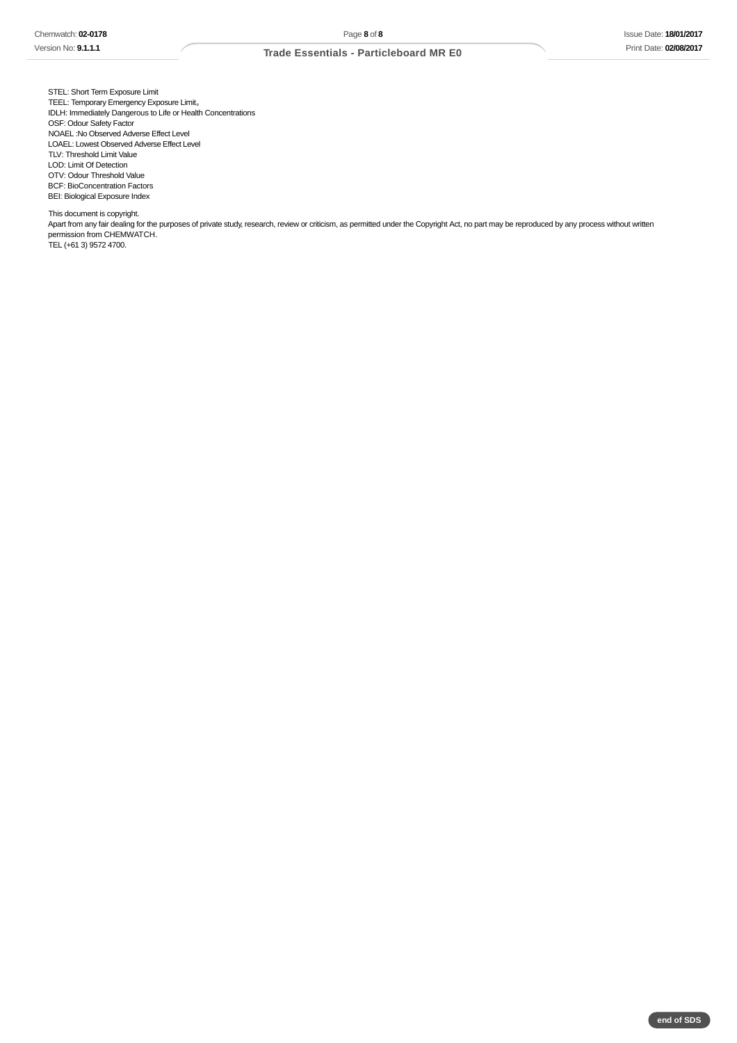STEL: Short Term Exposure Limit
TEEL: Temporary Emergency Exposure Limit。
IDLH: Immediately Dangerous to Life or Health Concentrations
OSF: Odour Safety Factor
NOAEL :No Observed Adverse Effect Level
LOAEL: Lowest Observed Adverse Effect Level
TLV: Threshold Limit Value
LOD: Limit Of Detection
OTV: Odour Threshold Value
BCF: BioConcentration Factors
BEI: Biological Exposure Index

This document is copyright.
Apart from any fair dealing for the purposes of private study, research, review or criticism, as permitted under the Copyright Act, no part may be reproduced by any process without written permission from CHEMWATCH.
TEL (+61 3) 9572 4700.

end of SDS